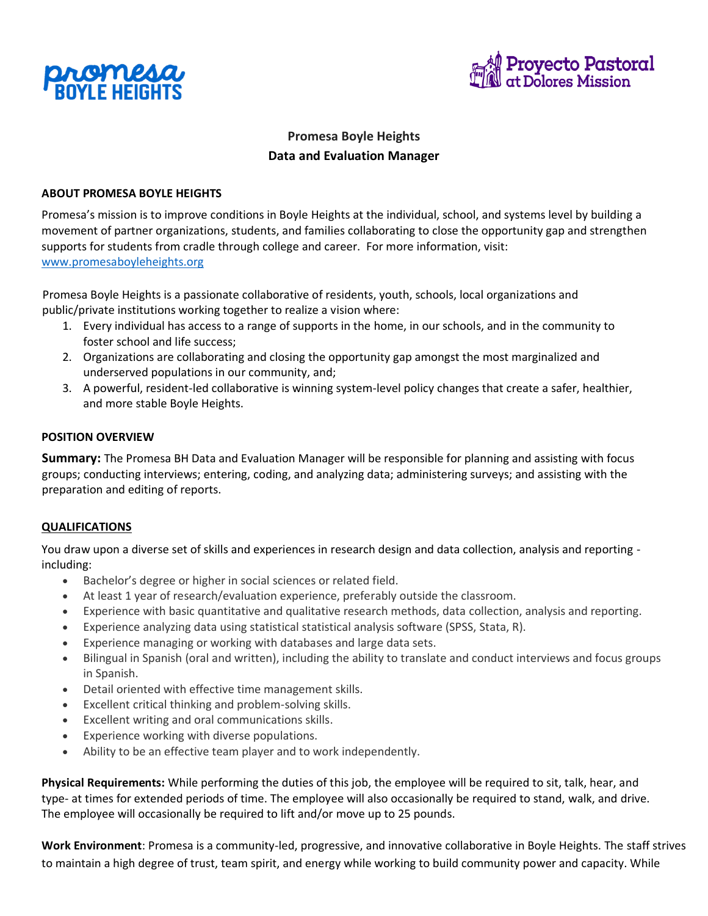# Promesa Boyle Heights
## Data and Evaluation Manager

**ABOUT PROMESA BOYLE HEIGHTS**

Promesa's mission is to improve conditions in Boyle Heights at the individual, school, and systems level by building a movement of partner organizations, students, and families collaborating to close the opportunity gap and strengthen supports for students from cradle through college and career. For more information, visit: www.promesaboyleheights.org

Promesa Boyle Heights is a passionate collaborative of residents, youth, schools, local organizations and public/private institutions working together to realize a vision where:

1. Every individual has access to a range of supports in the home, in our schools, and in the community to foster school and life success;
2. Organizations are collaborating and closing the opportunity gap amongst the most marginalized and underserved populations in our community, and;
3. A powerful, resident-led collaborative is winning system-level policy changes that create a safer, healthier, and more stable Boyle Heights.

**POSITION OVERVIEW**

**Summary:** The Promesa BH Data and Evaluation Manager will be responsible for planning and assisting with focus groups; conducting interviews; entering, coding, and analyzing data; administering surveys; and assisting with the preparation and editing of reports.

**QUALIFICATIONS**

You draw upon a diverse set of skills and experiences in research design and data collection, analysis and reporting - including:

- Bachelor's degree or higher in social sciences or related field.
- At least 1 year of research/evaluation experience, preferably outside the classroom.
- Experience with basic quantitative and qualitative research methods, data collection, analysis and reporting.
- Experience analyzing data using statistical statistical analysis software (SPSS, Stata, R).
- Experience managing or working with databases and large data sets.
- Bilingual in Spanish (oral and written), including the ability to translate and conduct interviews and focus groups in Spanish.
- Detail oriented with effective time management skills.
- Excellent critical thinking and problem-solving skills.
- Excellent writing and oral communications skills.
- Experience working with diverse populations.
- Ability to be an effective team player and to work independently.

**Physical Requirements:** While performing the duties of this job, the employee will be required to sit, talk, hear, and type- at times for extended periods of time. The employee will also occasionally be required to stand, walk, and drive. The employee will occasionally be required to lift and/or move up to 25 pounds.

**Work Environment**: Promesa is a community-led, progressive, and innovative collaborative in Boyle Heights. The staff strives to maintain a high degree of trust, team spirit, and energy while working to build community power and capacity. While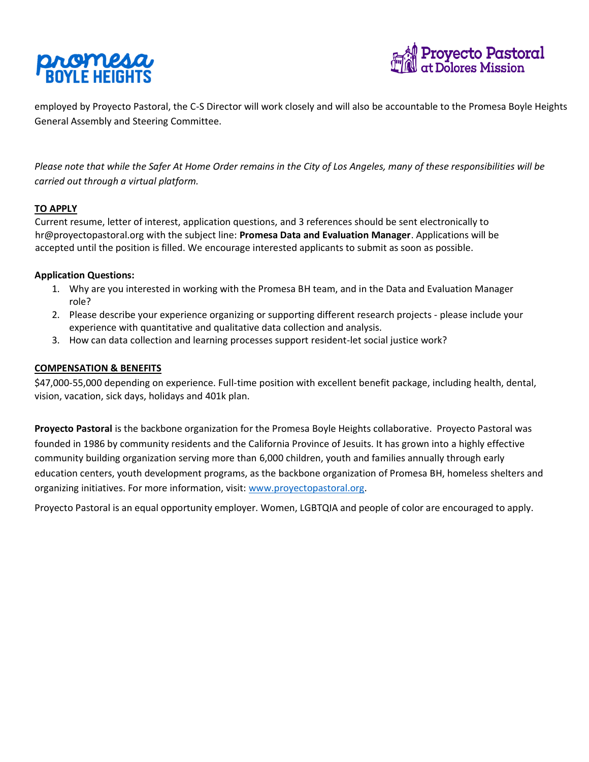employed by Proyecto Pastoral, the C-S Director will work closely and will also be accountable to the Promesa Boyle Heights General Assembly and Steering Committee.

*Please note that while the Safer At Home Order remains in the City of Los Angeles, many of these responsibilities will be carried out through a virtual platform.*

## TO APPLY

Current resume, letter of interest, application questions, and 3 references should be sent electronically to hr@proyectopastoral.org with the subject line: **Promesa Data and Evaluation Manager**. Applications will be accepted until the position is filled. We encourage interested applicants to submit as soon as possible.

**Application Questions:**

1. Why are you interested in working with the Promesa BH team, and in the Data and Evaluation Manager role?
2. Please describe your experience organizing or supporting different research projects - please include your experience with quantitative and qualitative data collection and analysis.
3. How can data collection and learning processes support resident-let social justice work?

## COMPENSATION & BENEFITS

$47,000-55,000 depending on experience. Full-time position with excellent benefit package, including health, dental, vision, vacation, sick days, holidays and 401k plan.

**Proyecto Pastoral** is the backbone organization for the Promesa Boyle Heights collaborative. Proyecto Pastoral was founded in 1986 by community residents and the California Province of Jesuits. It has grown into a highly effective community building organization serving more than 6,000 children, youth and families annually through early education centers, youth development programs, as the backbone organization of Promesa BH, homeless shelters and organizing initiatives. For more information, visit: [www.proyectopastoral.org](http://www.proyectopastoral.org).

Proyecto Pastoral is an equal opportunity employer. Women, LGBTQIA and people of color are encouraged to apply.